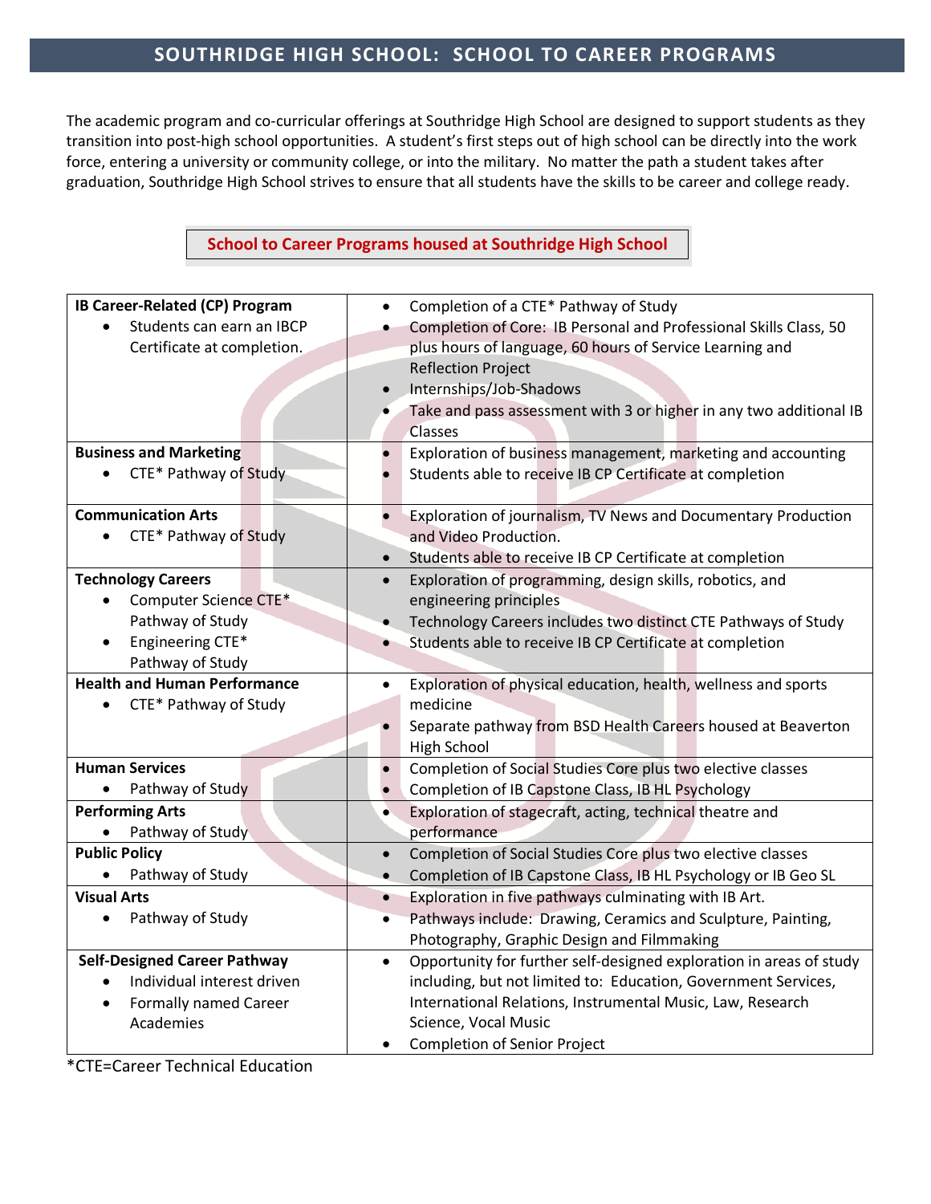# SOUTHRIDGE HIGH SCHOOL: SCHOOL TO CAREER PROGRAMS

The academic program and co-curricular offerings at Southridge High School are designed to support students as they transition into post-high school opportunities. A student's first steps out of high school can be directly into the work force, entering a university or community college, or into the military. No matter the path a student takes after graduation, Southridge High School strives to ensure that all students have the skills to be career and college ready.

## School to Career Programs housed at Southridge High School

| Program | Details |
|---|---|
| **IB Career-Related (CP) Program**<br>• Students can earn an IBCP Certificate at completion. | • Completion of a CTE* Pathway of Study<br>• Completion of Core: IB Personal and Professional Skills Class, 50 plus hours of language, 60 hours of Service Learning and Reflection Project<br>• Internships/Job-Shadows<br>• Take and pass assessment with 3 or higher in any two additional IB Classes |
| **Business and Marketing**<br>• CTE* Pathway of Study | • Exploration of business management, marketing and accounting<br>• Students able to receive IB CP Certificate at completion |
| **Communication Arts**<br>• CTE* Pathway of Study | • Exploration of journalism, TV News and Documentary Production and Video Production.<br>• Students able to receive IB CP Certificate at completion |
| **Technology Careers**<br>• Computer Science CTE* Pathway of Study<br>• Engineering CTE* Pathway of Study | • Exploration of programming, design skills, robotics, and engineering principles<br>• Technology Careers includes two distinct CTE Pathways of Study<br>• Students able to receive IB CP Certificate at completion |
| **Health and Human Performance**<br>• CTE* Pathway of Study | • Exploration of physical education, health, wellness and sports medicine<br>• Separate pathway from BSD Health Careers housed at Beaverton High School |
| **Human Services**<br>• Pathway of Study | • Completion of Social Studies Core plus two elective classes<br>• Completion of IB Capstone Class, IB HL Psychology |
| **Performing Arts**<br>• Pathway of Study | • Exploration of stagecraft, acting, technical theatre and performance |
| **Public Policy**<br>• Pathway of Study | • Completion of Social Studies Core plus two elective classes<br>• Completion of IB Capstone Class, IB HL Psychology or IB Geo SL |
| **Visual Arts**<br>• Pathway of Study | • Exploration in five pathways culminating with IB Art.<br>• Pathways include: Drawing, Ceramics and Sculpture, Painting, Photography, Graphic Design and Filmmaking |
| **Self-Designed Career Pathway**<br>• Individual interest driven<br>• Formally named Career Academies | • Opportunity for further self-designed exploration in areas of study including, but not limited to: Education, Government Services, International Relations, Instrumental Music, Law, Research Science, Vocal Music<br>• Completion of Senior Project |

*CTE=Career Technical Education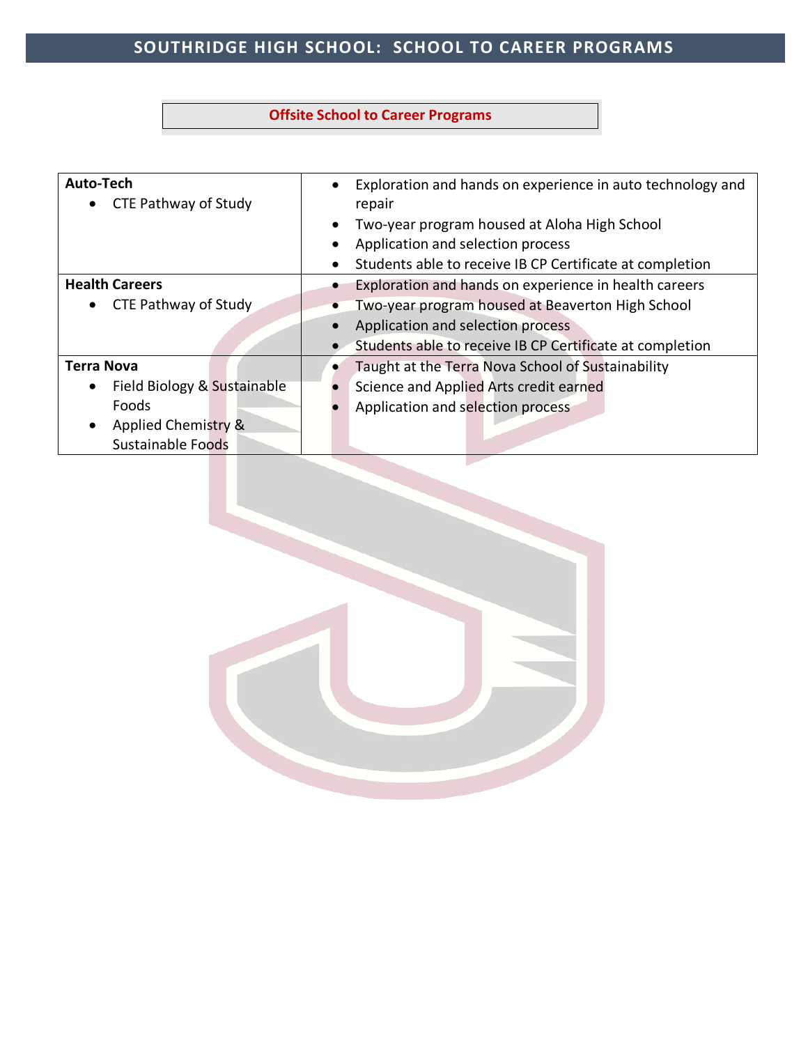# SOUTHRIDGE HIGH SCHOOL: SCHOOL TO CAREER PROGRAMS

## Offsite School to Career Programs

| | |
|---|---|
| **Auto-Tech**<br>• CTE Pathway of Study | • Exploration and hands on experience in auto technology and repair<br>• Two-year program housed at Aloha High School<br>• Application and selection process<br>• Students able to receive IB CP Certificate at completion |
| **Health Careers**<br>• CTE Pathway of Study | • Exploration and hands on experience in health careers<br>• Two-year program housed at Beaverton High School<br>• Application and selection process<br>• Students able to receive IB CP Certificate at completion |
| **Terra Nova**<br>• Field Biology & Sustainable Foods<br>• Applied Chemistry & Sustainable Foods | • Taught at the Terra Nova School of Sustainability<br>• Science and Applied Arts credit earned<br>• Application and selection process |